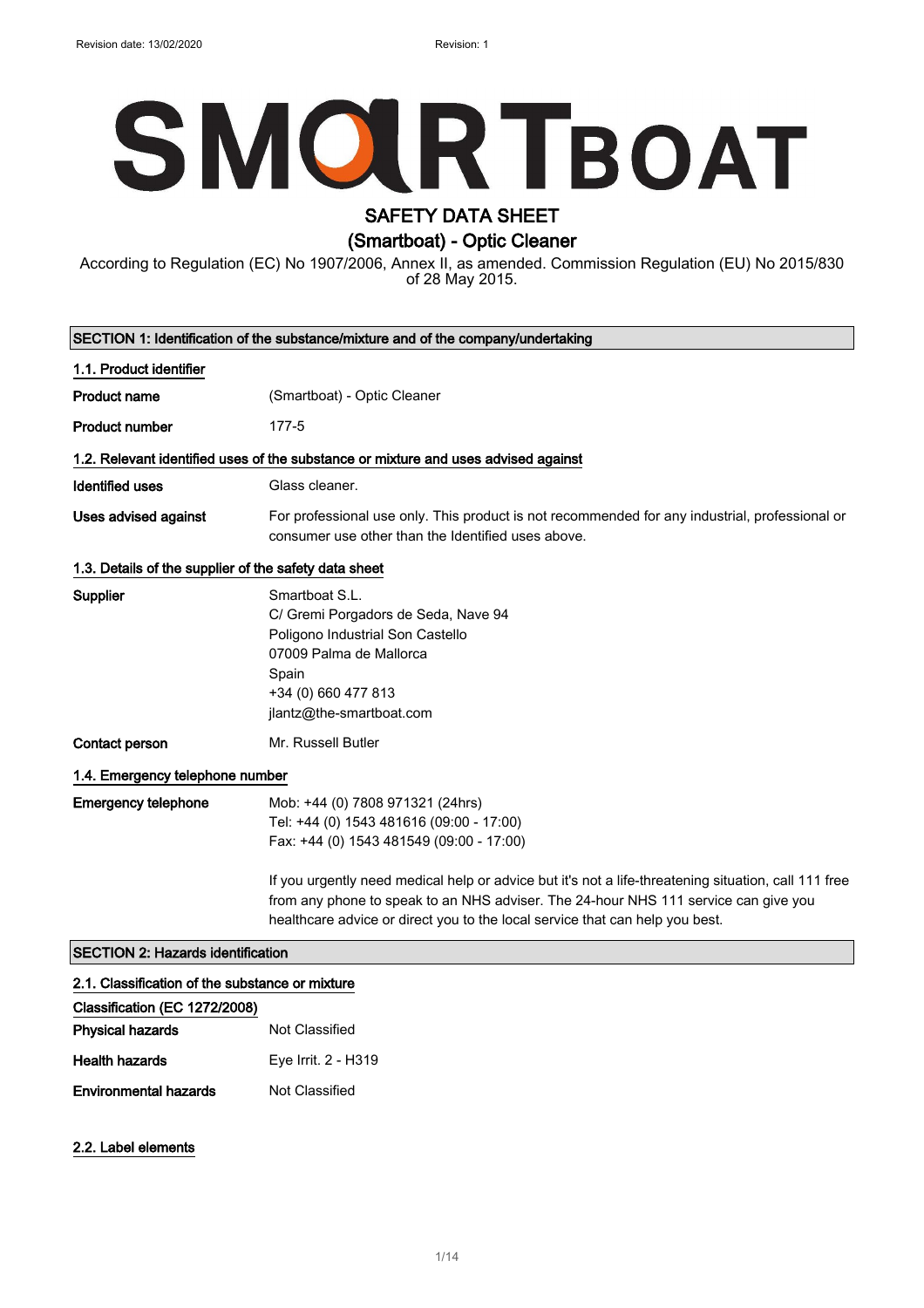Revision date: 13/02/2020 Revision: 1

SMARTBOAT

# SAFETY DATA SHEET
# (Smartboat) - Optic Cleaner

According to Regulation (EC) No 1907/2006, Annex II, as amended. Commission Regulation (EU) No 2015/830 of 28 May 2015.

## SECTION 1: Identification of the substance/mixture and of the company/undertaking

### 1.1. Product identifier

**Product name** (Smartboat) - Optic Cleaner

**Product number** 177-5

### 1.2. Relevant identified uses of the substance or mixture and uses advised against

**Identified uses** Glass cleaner.

**Uses advised against** For professional use only. This product is not recommended for any industrial, professional or consumer use other than the Identified uses above.

### 1.3. Details of the supplier of the safety data sheet

**Supplier**
Smartboat S.L.
C/ Gremi Porgadors de Seda, Nave 94
Poligono Industrial Son Castello
07009 Palma de Mallorca
Spain
+34 (0) 660 477 813
jlantz@the-smartboat.com

**Contact person** Mr. Russell Butler

### 1.4. Emergency telephone number

**Emergency telephone**
Mob: +44 (0) 7808 971321 (24hrs)
Tel: +44 (0) 1543 481616 (09:00 - 17:00)
Fax: +44 (0) 1543 481549 (09:00 - 17:00)

If you urgently need medical help or advice but it's not a life-threatening situation, call 111 free from any phone to speak to an NHS adviser. The 24-hour NHS 111 service can give you healthcare advice or direct you to the local service that can help you best.

## SECTION 2: Hazards identification

### 2.1. Classification of the substance or mixture

**Classification (EC 1272/2008)**

**Physical hazards** Not Classified

**Health hazards** Eye Irrit. 2 - H319

**Environmental hazards** Not Classified

### 2.2. Label elements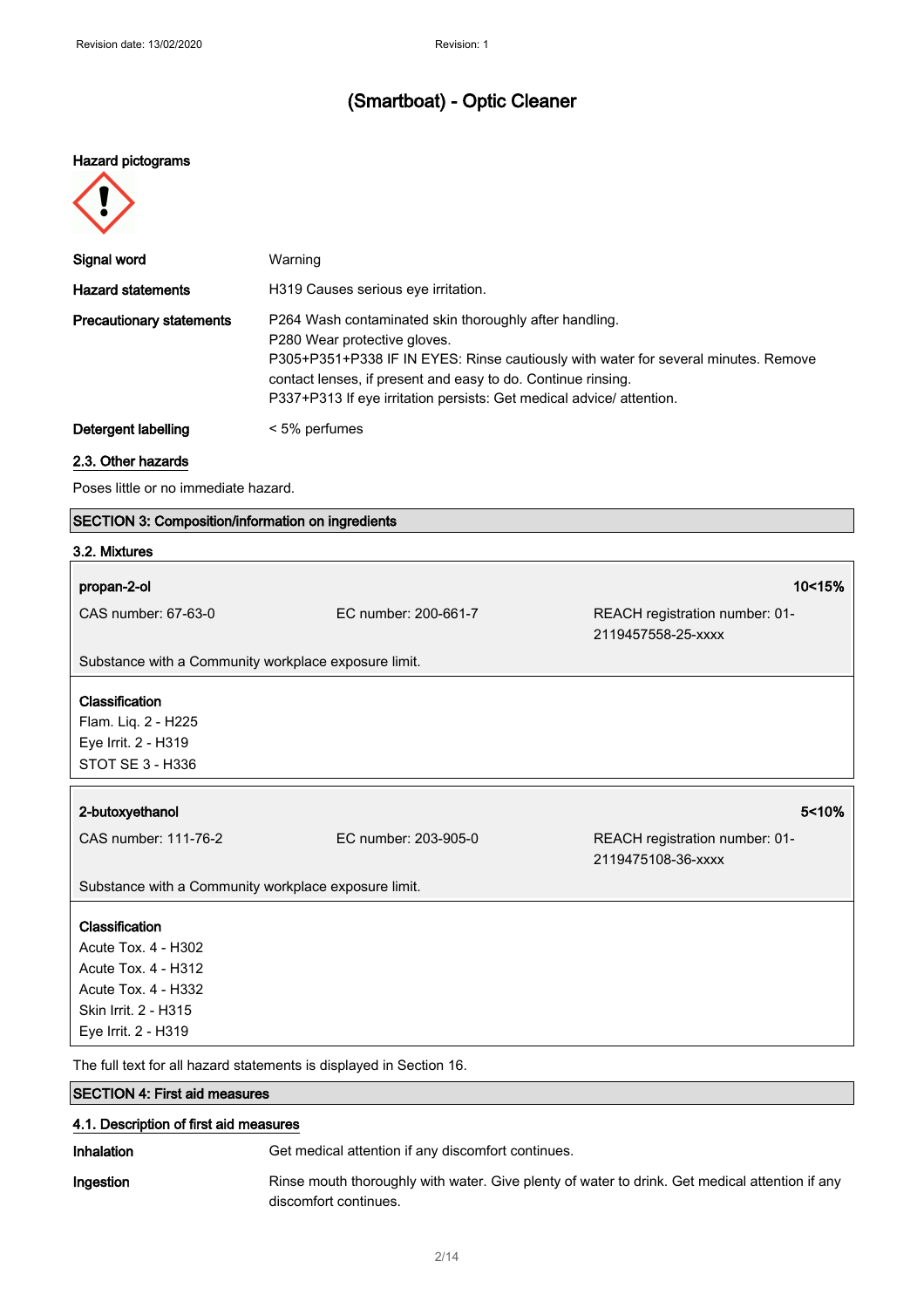# (Smartboat) - Optic Cleaner

**Hazard pictograms**

**Signal word** Warning

**Hazard statements** H319 Causes serious eye irritation.

**Precautionary statements**
P264 Wash contaminated skin thoroughly after handling.
P280 Wear protective gloves.
P305+P351+P338 IF IN EYES: Rinse cautiously with water for several minutes. Remove contact lenses, if present and easy to do. Continue rinsing.
P337+P313 If eye irritation persists: Get medical advice/ attention.

**Detergent labelling** < 5% perfumes

## 2.3. Other hazards

Poses little or no immediate hazard.

## SECTION 3: Composition/information on ingredients

### 3.2. Mixtures

**propan-2-ol** — **10<15%**

CAS number: 67-63-0 | EC number: 200-661-7 | REACH registration number: 01-2119457558-25-xxxx

Substance with a Community workplace exposure limit.

**Classification**
Flam. Liq. 2 - H225
Eye Irrit. 2 - H319
STOT SE 3 - H336

**2-butoxyethanol** — **5<10%**

CAS number: 111-76-2 | EC number: 203-905-0 | REACH registration number: 01-2119475108-36-xxxx

Substance with a Community workplace exposure limit.

**Classification**
Acute Tox. 4 - H302
Acute Tox. 4 - H312
Acute Tox. 4 - H332
Skin Irrit. 2 - H315
Eye Irrit. 2 - H319

The full text for all hazard statements is displayed in Section 16.

## SECTION 4: First aid measures

### 4.1. Description of first aid measures

**Inhalation** Get medical attention if any discomfort continues.

**Ingestion** Rinse mouth thoroughly with water. Give plenty of water to drink. Get medical attention if any discomfort continues.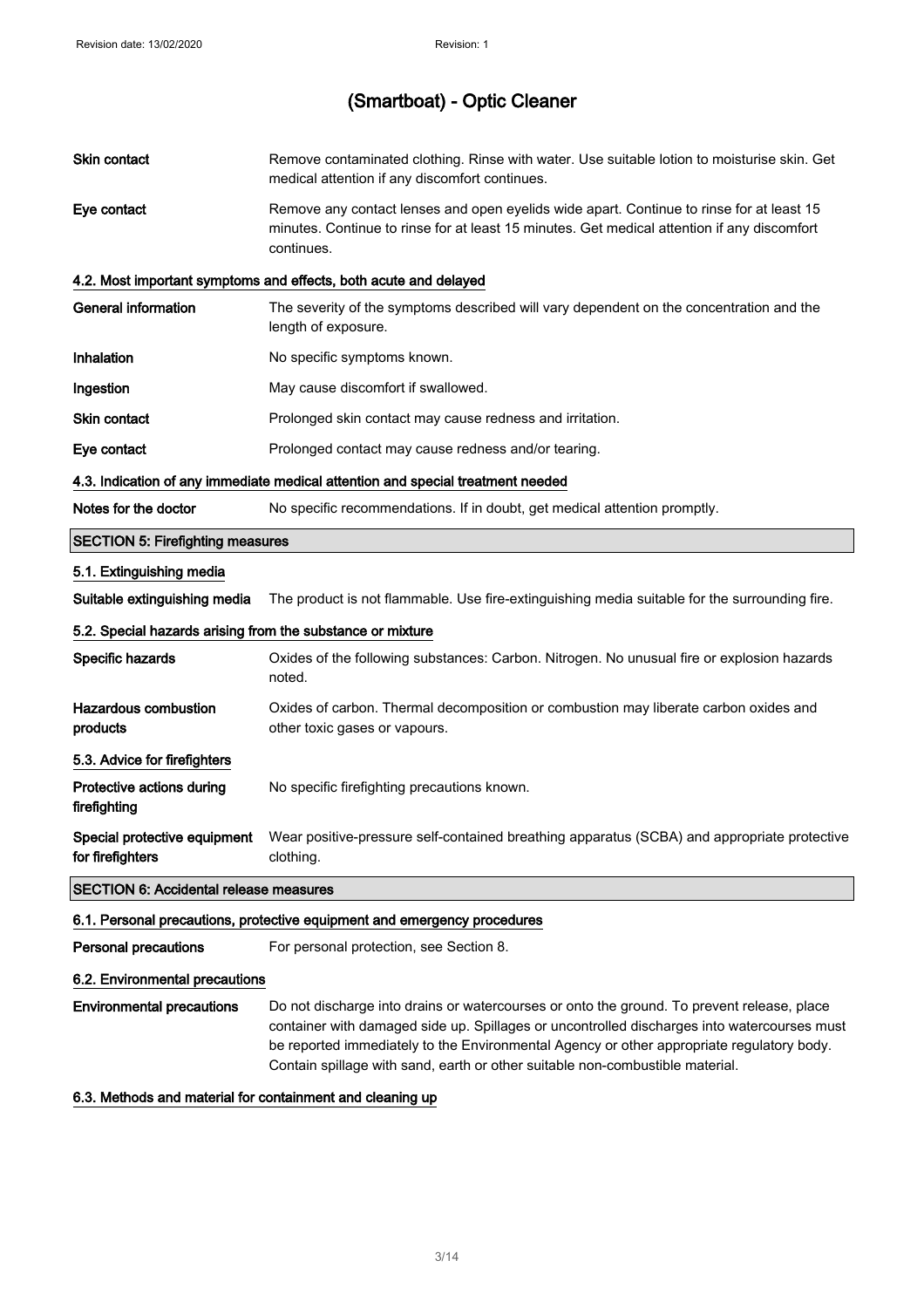| | |
|---|---|
| **Skin contact** | Remove contaminated clothing. Rinse with water. Use suitable lotion to moisturise skin. Get medical attention if any discomfort continues. |
| **Eye contact** | Remove any contact lenses and open eyelids wide apart. Continue to rinse for at least 15 minutes. Continue to rinse for at least 15 minutes. Get medical attention if any discomfort continues. |

### 4.2. Most important symptoms and effects, both acute and delayed

| | |
|---|---|
| **General information** | The severity of the symptoms described will vary dependent on the concentration and the length of exposure. |
| **Inhalation** | No specific symptoms known. |
| **Ingestion** | May cause discomfort if swallowed. |
| **Skin contact** | Prolonged skin contact may cause redness and irritation. |
| **Eye contact** | Prolonged contact may cause redness and/or tearing. |

### 4.3. Indication of any immediate medical attention and special treatment needed

| | |
|---|---|
| **Notes for the doctor** | No specific recommendations. If in doubt, get medical attention promptly. |

## SECTION 5: Firefighting measures

### 5.1. Extinguishing media

| | |
|---|---|
| **Suitable extinguishing media** | The product is not flammable. Use fire-extinguishing media suitable for the surrounding fire. |

### 5.2. Special hazards arising from the substance or mixture

| | |
|---|---|
| **Specific hazards** | Oxides of the following substances: Carbon. Nitrogen. No unusual fire or explosion hazards noted. |
| **Hazardous combustion products** | Oxides of carbon. Thermal decomposition or combustion may liberate carbon oxides and other toxic gases or vapours. |

### 5.3. Advice for firefighters

| | |
|---|---|
| **Protective actions during firefighting** | No specific firefighting precautions known. |
| **Special protective equipment for firefighters** | Wear positive-pressure self-contained breathing apparatus (SCBA) and appropriate protective clothing. |

## SECTION 6: Accidental release measures

### 6.1. Personal precautions, protective equipment and emergency procedures

| | |
|---|---|
| **Personal precautions** | For personal protection, see Section 8. |

### 6.2. Environmental precautions

| | |
|---|---|
| **Environmental precautions** | Do not discharge into drains or watercourses or onto the ground. To prevent release, place container with damaged side up. Spillages or uncontrolled discharges into watercourses must be reported immediately to the Environmental Agency or other appropriate regulatory body. Contain spillage with sand, earth or other suitable non-combustible material. |

### 6.3. Methods and material for containment and cleaning up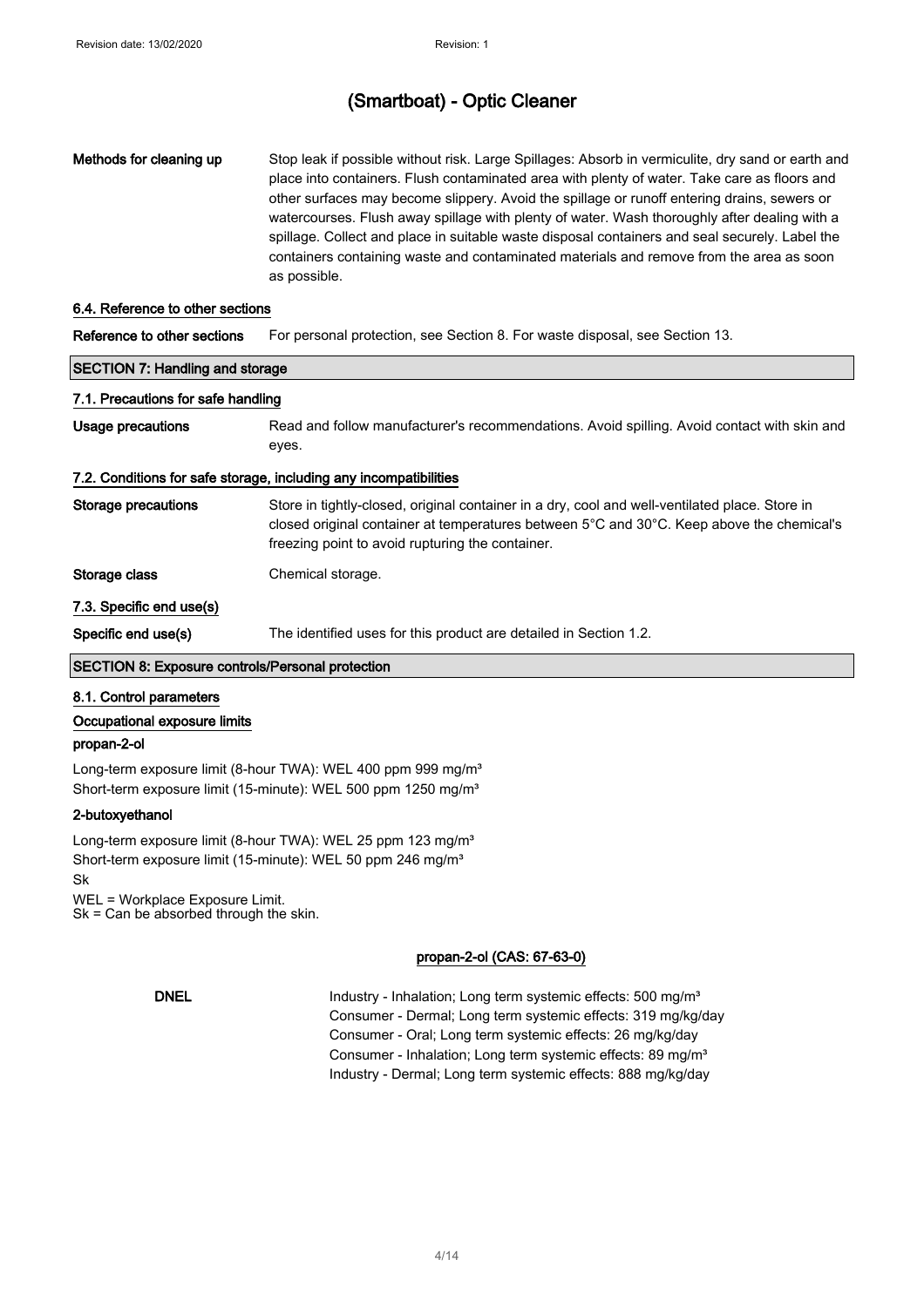| | |
|---|---|
| **Methods for cleaning up** | Stop leak if possible without risk. Large Spillages: Absorb in vermiculite, dry sand or earth and place into containers. Flush contaminated area with plenty of water. Take care as floors and other surfaces may become slippery. Avoid the spillage or runoff entering drains, sewers or watercourses. Flush away spillage with plenty of water. Wash thoroughly after dealing with a spillage. Collect and place in suitable waste disposal containers and seal securely. Label the containers containing waste and contaminated materials and remove from the area as soon as possible. |

### 6.4. Reference to other sections

| | |
|---|---|
| **Reference to other sections** | For personal protection, see Section 8. For waste disposal, see Section 13. |

## SECTION 7: Handling and storage

### 7.1. Precautions for safe handling

| | |
|---|---|
| **Usage precautions** | Read and follow manufacturer's recommendations. Avoid spilling. Avoid contact with skin and eyes. |

### 7.2. Conditions for safe storage, including any incompatibilities

| | |
|---|---|
| **Storage precautions** | Store in tightly-closed, original container in a dry, cool and well-ventilated place. Store in closed original container at temperatures between 5°C and 30°C. Keep above the chemical's freezing point to avoid rupturing the container. |
| **Storage class** | Chemical storage. |

### 7.3. Specific end use(s)

| | |
|---|---|
| **Specific end use(s)** | The identified uses for this product are detailed in Section 1.2. |

## SECTION 8: Exposure controls/Personal protection

### 8.1. Control parameters

**Occupational exposure limits**

**propan-2-ol**

Long-term exposure limit (8-hour TWA): WEL 400 ppm 999 mg/m³
Short-term exposure limit (15-minute): WEL 500 ppm 1250 mg/m³

**2-butoxyethanol**

Long-term exposure limit (8-hour TWA): WEL 25 ppm 123 mg/m³
Short-term exposure limit (15-minute): WEL 50 ppm 246 mg/m³
Sk

WEL = Workplace Exposure Limit.
Sk = Can be absorbed through the skin.

**propan-2-ol (CAS: 67-63-0)**

| | |
|---|---|
| **DNEL** | Industry - Inhalation; Long term systemic effects: 500 mg/m³<br>Consumer - Dermal; Long term systemic effects: 319 mg/kg/day<br>Consumer - Oral; Long term systemic effects: 26 mg/kg/day<br>Consumer - Inhalation; Long term systemic effects: 89 mg/m³<br>Industry - Dermal; Long term systemic effects: 888 mg/kg/day |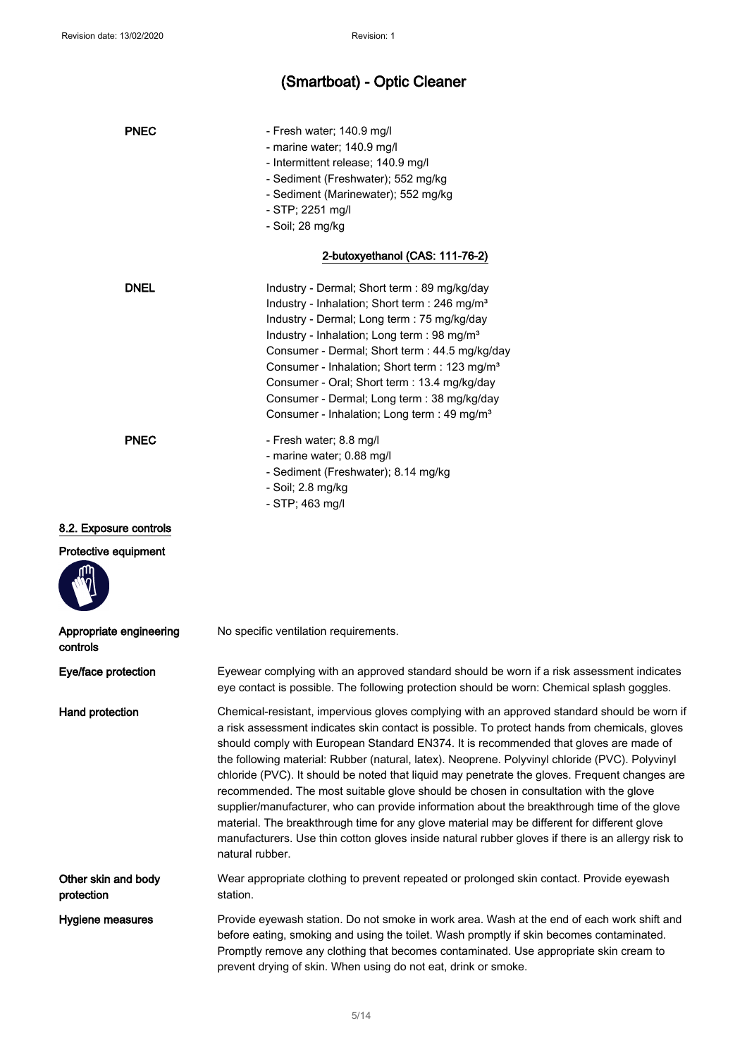# (Smartboat) - Optic Cleaner

**PNEC**

- Fresh water; 140.9 mg/l
- marine water; 140.9 mg/l
- Intermittent release; 140.9 mg/l
- Sediment (Freshwater); 552 mg/kg
- Sediment (Marinewater); 552 mg/kg
- STP; 2251 mg/l
- Soil; 28 mg/kg

### 2-butoxyethanol (CAS: 111-76-2)

**DNEL**

Industry - Dermal; Short term : 89 mg/kg/day
Industry - Inhalation; Short term : 246 mg/m³
Industry - Dermal; Long term : 75 mg/kg/day
Industry - Inhalation; Long term : 98 mg/m³
Consumer - Dermal; Short term : 44.5 mg/kg/day
Consumer - Inhalation; Short term : 123 mg/m³
Consumer - Oral; Short term : 13.4 mg/kg/day
Consumer - Dermal; Long term : 38 mg/kg/day
Consumer - Inhalation; Long term : 49 mg/m³

**PNEC**

- Fresh water; 8.8 mg/l
- marine water; 0.88 mg/l
- Sediment (Freshwater); 8.14 mg/kg
- Soil; 2.8 mg/kg
- STP; 463 mg/l

## 8.2. Exposure controls

**Protective equipment**

**Appropriate engineering controls**
No specific ventilation requirements.

**Eye/face protection**
Eyewear complying with an approved standard should be worn if a risk assessment indicates eye contact is possible. The following protection should be worn: Chemical splash goggles.

**Hand protection**
Chemical-resistant, impervious gloves complying with an approved standard should be worn if a risk assessment indicates skin contact is possible. To protect hands from chemicals, gloves should comply with European Standard EN374. It is recommended that gloves are made of the following material: Rubber (natural, latex). Neoprene. Polyvinyl chloride (PVC). Polyvinyl chloride (PVC). It should be noted that liquid may penetrate the gloves. Frequent changes are recommended. The most suitable glove should be chosen in consultation with the glove supplier/manufacturer, who can provide information about the breakthrough time of the glove material. The breakthrough time for any glove material may be different for different glove manufacturers. Use thin cotton gloves inside natural rubber gloves if there is an allergy risk to natural rubber.

**Other skin and body protection**
Wear appropriate clothing to prevent repeated or prolonged skin contact. Provide eyewash station.

**Hygiene measures**
Provide eyewash station. Do not smoke in work area. Wash at the end of each work shift and before eating, smoking and using the toilet. Wash promptly if skin becomes contaminated. Promptly remove any clothing that becomes contaminated. Use appropriate skin cream to prevent drying of skin. When using do not eat, drink or smoke.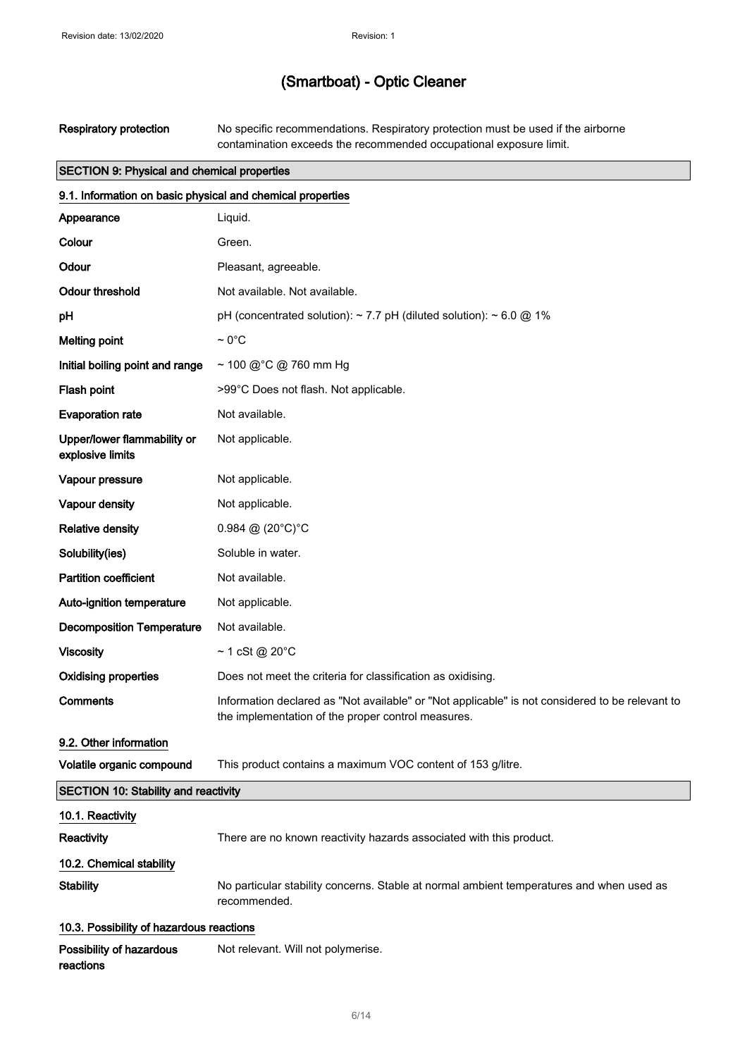| | |
|---|---|
| **Respiratory protection** | No specific recommendations. Respiratory protection must be used if the airborne contamination exceeds the recommended occupational exposure limit. |

## SECTION 9: Physical and chemical properties

### 9.1. Information on basic physical and chemical properties

| | |
|---|---|
| **Appearance** | Liquid. |
| **Colour** | Green. |
| **Odour** | Pleasant, agreeable. |
| **Odour threshold** | Not available. Not available. |
| **pH** | pH (concentrated solution): ~ 7.7 pH (diluted solution): ~ 6.0 @ 1% |
| **Melting point** | ~ 0°C |
| **Initial boiling point and range** | ~ 100 @°C @ 760 mm Hg |
| **Flash point** | >99°C Does not flash. Not applicable. |
| **Evaporation rate** | Not available. |
| **Upper/lower flammability or explosive limits** | Not applicable. |
| **Vapour pressure** | Not applicable. |
| **Vapour density** | Not applicable. |
| **Relative density** | 0.984 @ (20°C)°C |
| **Solubility(ies)** | Soluble in water. |
| **Partition coefficient** | Not available. |
| **Auto-ignition temperature** | Not applicable. |
| **Decomposition Temperature** | Not available. |
| **Viscosity** | ~ 1 cSt @ 20°C |
| **Oxidising properties** | Does not meet the criteria for classification as oxidising. |
| **Comments** | Information declared as "Not available" or "Not applicable" is not considered to be relevant to the implementation of the proper control measures. |

### 9.2. Other information

| | |
|---|---|
| **Volatile organic compound** | This product contains a maximum VOC content of 153 g/litre. |

## SECTION 10: Stability and reactivity

### 10.1. Reactivity

| | |
|---|---|
| **Reactivity** | There are no known reactivity hazards associated with this product. |

### 10.2. Chemical stability

| | |
|---|---|
| **Stability** | No particular stability concerns. Stable at normal ambient temperatures and when used as recommended. |

### 10.3. Possibility of hazardous reactions

| | |
|---|---|
| **Possibility of hazardous reactions** | Not relevant. Will not polymerise. |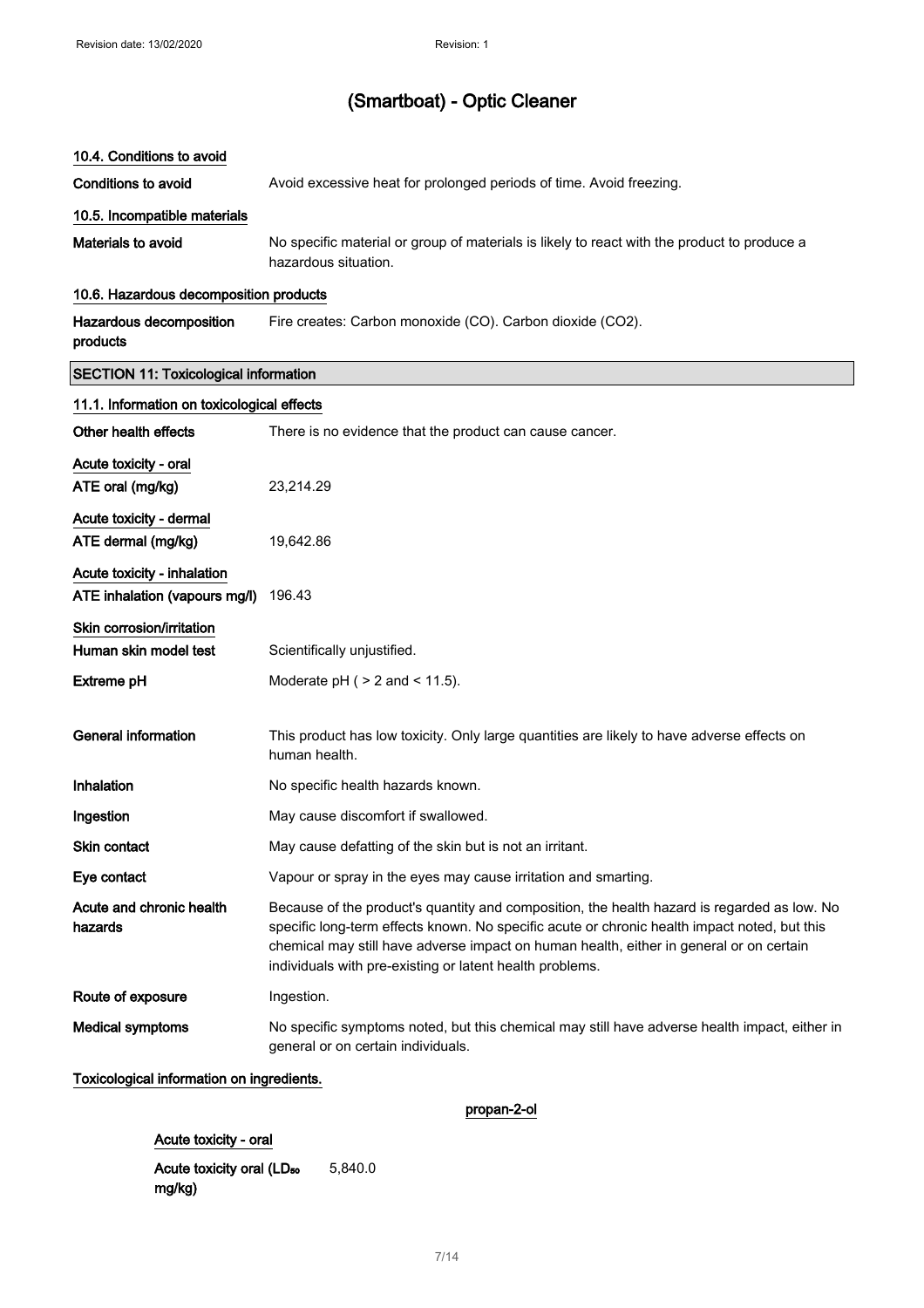# (Smartboat) - Optic Cleaner

### 10.4. Conditions to avoid

| | |
|---|---|
| **Conditions to avoid** | Avoid excessive heat for prolonged periods of time. Avoid freezing. |

### 10.5. Incompatible materials

| | |
|---|---|
| **Materials to avoid** | No specific material or group of materials is likely to react with the product to produce a hazardous situation. |

### 10.6. Hazardous decomposition products

| | |
|---|---|
| **Hazardous decomposition products** | Fire creates: Carbon monoxide (CO). Carbon dioxide ($CO_2$). |

## SECTION 11: Toxicological information

### 11.1. Information on toxicological effects

| | |
|---|---|
| **Other health effects** | There is no evidence that the product can cause cancer. |
| **Acute toxicity - oral** | |
| **ATE oral (mg/kg)** | 23,214.29 |
| **Acute toxicity - dermal** | |
| **ATE dermal (mg/kg)** | 19,642.86 |
| **Acute toxicity - inhalation** | |
| **ATE inhalation (vapours mg/l)** | 196.43 |
| **Skin corrosion/irritation** | |
| **Human skin model test** | Scientifically unjustified. |
| **Extreme pH** | Moderate pH ( > 2 and < 11.5). |
| **General information** | This product has low toxicity. Only large quantities are likely to have adverse effects on human health. |
| **Inhalation** | No specific health hazards known. |
| **Ingestion** | May cause discomfort if swallowed. |
| **Skin contact** | May cause defatting of the skin but is not an irritant. |
| **Eye contact** | Vapour or spray in the eyes may cause irritation and smarting. |
| **Acute and chronic health hazards** | Because of the product's quantity and composition, the health hazard is regarded as low. No specific long-term effects known. No specific acute or chronic health impact noted, but this chemical may still have adverse impact on human health, either in general or on certain individuals with pre-existing or latent health problems. |
| **Route of exposure** | Ingestion. |
| **Medical symptoms** | No specific symptoms noted, but this chemical may still have adverse health impact, either in general or on certain individuals. |

**Toxicological information on ingredients.**

**propan-2-ol**

**Acute toxicity - oral**

| | |
|---|---|
| **Acute toxicity oral ($LD_{50}$ mg/kg)** | 5,840.0 |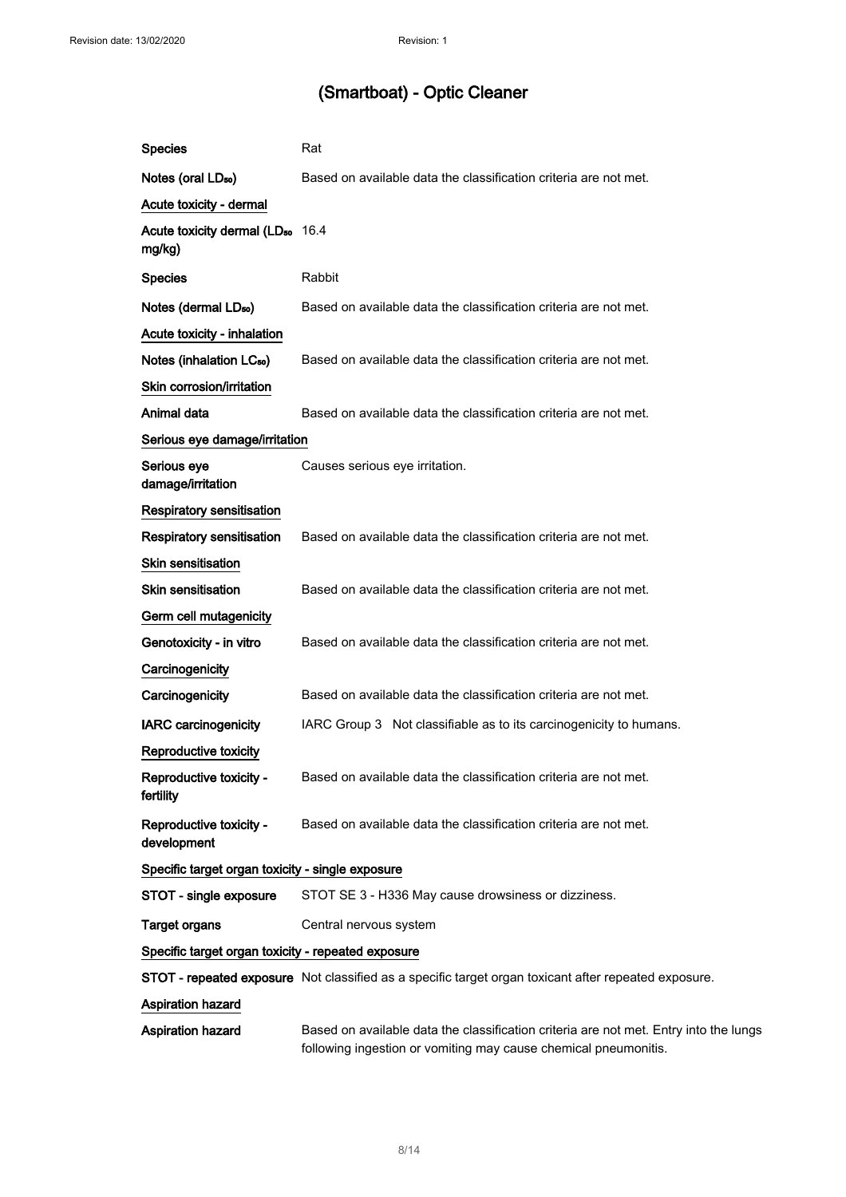# (Smartboat) - Optic Cleaner

| | |
|---|---|
| **Species** | Rat |
| **Notes (oral $LD_{50}$)** | Based on available data the classification criteria are not met. |

**Acute toxicity - dermal**

| | |
|---|---|
| **Acute toxicity dermal ($LD_{50}$ mg/kg)** | 16.4 |
| **Species** | Rabbit |
| **Notes (dermal $LD_{50}$)** | Based on available data the classification criteria are not met. |

**Acute toxicity - inhalation**

| | |
|---|---|
| **Notes (inhalation $LC_{50}$)** | Based on available data the classification criteria are not met. |

**Skin corrosion/irritation**

| | |
|---|---|
| **Animal data** | Based on available data the classification criteria are not met. |

**Serious eye damage/irritation**

| | |
|---|---|
| **Serious eye damage/irritation** | Causes serious eye irritation. |

**Respiratory sensitisation**

| | |
|---|---|
| **Respiratory sensitisation** | Based on available data the classification criteria are not met. |

**Skin sensitisation**

| | |
|---|---|
| **Skin sensitisation** | Based on available data the classification criteria are not met. |

**Germ cell mutagenicity**

| | |
|---|---|
| **Genotoxicity - in vitro** | Based on available data the classification criteria are not met. |

**Carcinogenicity**

| | |
|---|---|
| **Carcinogenicity** | Based on available data the classification criteria are not met. |
| **IARC carcinogenicity** | IARC Group 3 Not classifiable as to its carcinogenicity to humans. |

**Reproductive toxicity**

| | |
|---|---|
| **Reproductive toxicity - fertility** | Based on available data the classification criteria are not met. |
| **Reproductive toxicity - development** | Based on available data the classification criteria are not met. |

**Specific target organ toxicity - single exposure**

| | |
|---|---|
| **STOT - single exposure** | STOT SE 3 - H336 May cause drowsiness or dizziness. |
| **Target organs** | Central nervous system |

**Specific target organ toxicity - repeated exposure**

| | |
|---|---|
| **STOT - repeated exposure** | Not classified as a specific target organ toxicant after repeated exposure. |

**Aspiration hazard**

| | |
|---|---|
| **Aspiration hazard** | Based on available data the classification criteria are not met. Entry into the lungs following ingestion or vomiting may cause chemical pneumonitis. |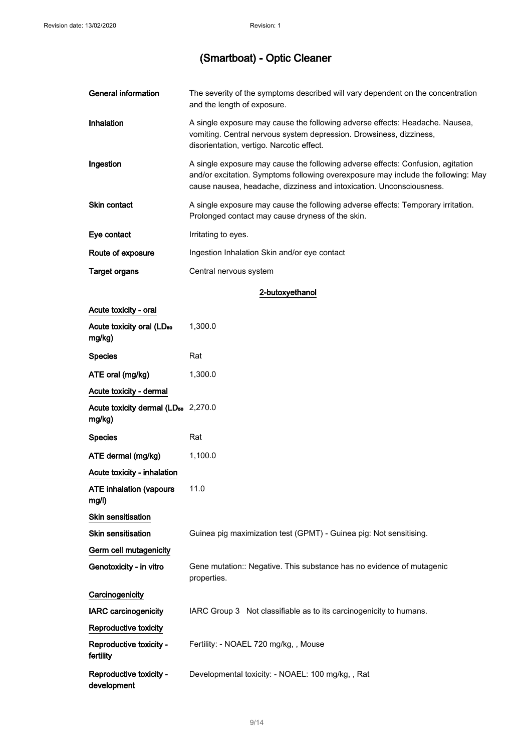# (Smartboat) - Optic Cleaner

| | |
|---|---|
| **General information** | The severity of the symptoms described will vary dependent on the concentration and the length of exposure. |
| **Inhalation** | A single exposure may cause the following adverse effects: Headache. Nausea, vomiting. Central nervous system depression. Drowsiness, dizziness, disorientation, vertigo. Narcotic effect. |
| **Ingestion** | A single exposure may cause the following adverse effects: Confusion, agitation and/or excitation. Symptoms following overexposure may include the following: May cause nausea, headache, dizziness and intoxication. Unconsciousness. |
| **Skin contact** | A single exposure may cause the following adverse effects: Temporary irritation. Prolonged contact may cause dryness of the skin. |
| **Eye contact** | Irritating to eyes. |
| **Route of exposure** | Ingestion Inhalation Skin and/or eye contact |
| **Target organs** | Central nervous system |

## 2-butoxyethanol

| | |
|---|---|
| **Acute toxicity - oral** | |
| **Acute toxicity oral ($LD_{50}$ mg/kg)** | 1,300.0 |
| **Species** | Rat |
| **ATE oral (mg/kg)** | 1,300.0 |
| **Acute toxicity - dermal** | |
| **Acute toxicity dermal ($LD_{50}$ mg/kg)** | 2,270.0 |
| **Species** | Rat |
| **ATE dermal (mg/kg)** | 1,100.0 |
| **Acute toxicity - inhalation** | |
| **ATE inhalation (vapours mg/l)** | 11.0 |
| **Skin sensitisation** | |
| **Skin sensitisation** | Guinea pig maximization test (GPMT) - Guinea pig: Not sensitising. |
| **Germ cell mutagenicity** | |
| **Genotoxicity - in vitro** | Gene mutation:: Negative. This substance has no evidence of mutagenic properties. |
| **Carcinogenicity** | |
| **IARC carcinogenicity** | IARC Group 3 Not classifiable as to its carcinogenicity to humans. |
| **Reproductive toxicity** | |
| **Reproductive toxicity - fertility** | Fertility: - NOAEL 720 mg/kg, , Mouse |
| **Reproductive toxicity - development** | Developmental toxicity: - NOAEL: 100 mg/kg, , Rat |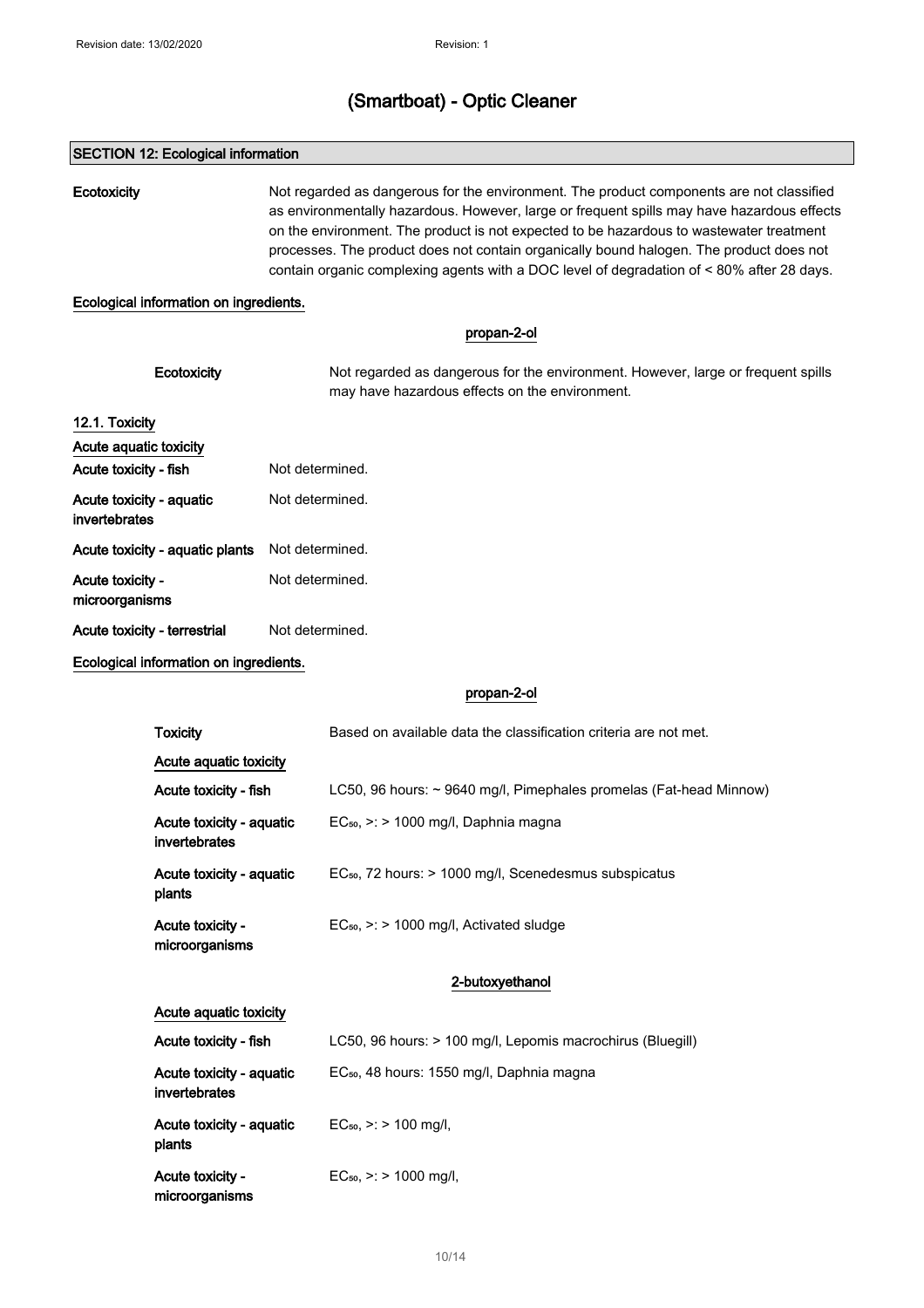# (Smartboat) - Optic Cleaner

## SECTION 12: Ecological information

**Ecotoxicity**

Not regarded as dangerous for the environment. The product components are not classified as environmentally hazardous. However, large or frequent spills may have hazardous effects on the environment. The product is not expected to be hazardous to wastewater treatment processes. The product does not contain organically bound halogen. The product does not contain organic complexing agents with a DOC level of degradation of < 80% after 28 days.

**Ecological information on ingredients.**

**propan-2-ol**

| | |
|---|---|
| **Ecotoxicity** | Not regarded as dangerous for the environment. However, large or frequent spills may have hazardous effects on the environment. |

### 12.1. Toxicity

**Acute aquatic toxicity**

| | |
|---|---|
| **Acute toxicity - fish** | Not determined. |
| **Acute toxicity - aquatic invertebrates** | Not determined. |
| **Acute toxicity - aquatic plants** | Not determined. |
| **Acute toxicity - microorganisms** | Not determined. |
| **Acute toxicity - terrestrial** | Not determined. |

**Ecological information on ingredients.**

**propan-2-ol**

| | |
|---|---|
| **Toxicity** | Based on available data the classification criteria are not met. |
| **Acute aquatic toxicity** | |
| **Acute toxicity - fish** | LC50, 96 hours: ~ 9640 mg/l, Pimephales promelas (Fat-head Minnow) |
| **Acute toxicity - aquatic invertebrates** | $EC_{50}$, >: > 1000 mg/l, Daphnia magna |
| **Acute toxicity - aquatic plants** | $EC_{50}$, 72 hours: > 1000 mg/l, Scenedesmus subspicatus |
| **Acute toxicity - microorganisms** | $EC_{50}$, >: > 1000 mg/l, Activated sludge |

**2-butoxyethanol**

| | |
|---|---|
| **Acute aquatic toxicity** | |
| **Acute toxicity - fish** | LC50, 96 hours: > 100 mg/l, Lepomis macrochirus (Bluegill) |
| **Acute toxicity - aquatic invertebrates** | $EC_{50}$, 48 hours: 1550 mg/l, Daphnia magna |
| **Acute toxicity - aquatic plants** | $EC_{50}$, >: > 100 mg/l, |
| **Acute toxicity - microorganisms** | $EC_{50}$, >: > 1000 mg/l, |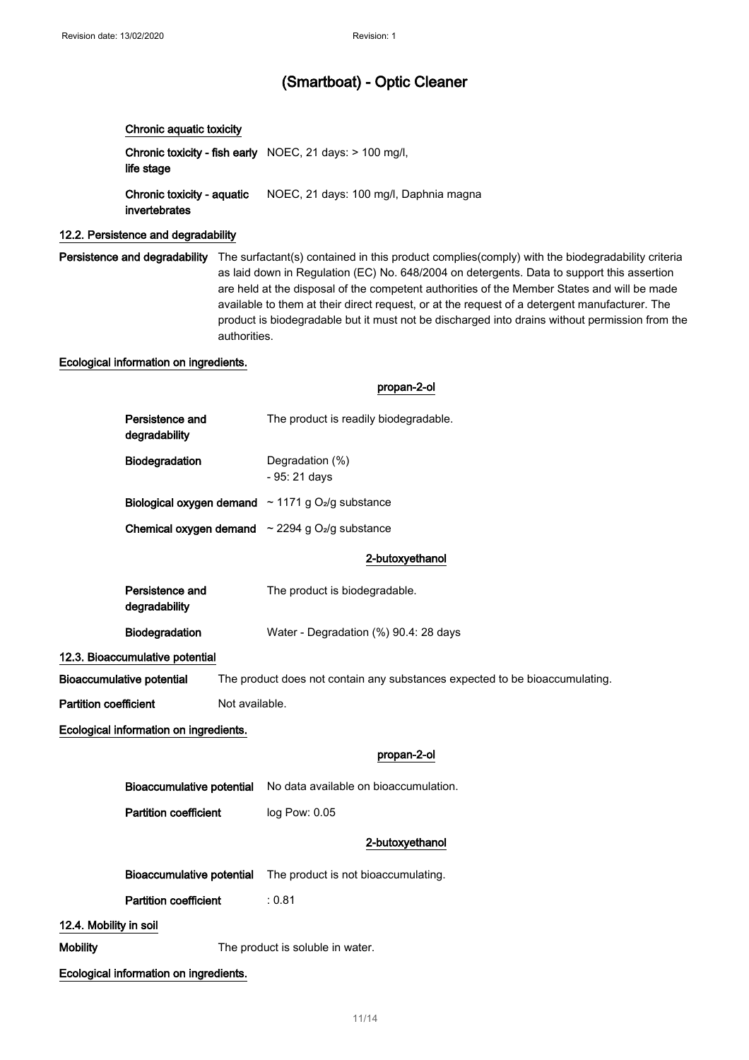# (Smartboat) - Optic Cleaner

**Chronic aquatic toxicity**

| | |
|---|---|
| **Chronic toxicity - fish early life stage** | NOEC, 21 days: > 100 mg/l, |
| **Chronic toxicity - aquatic invertebrates** | NOEC, 21 days: 100 mg/l, Daphnia magna |

### 12.2. Persistence and degradability

**Persistence and degradability** The surfactant(s) contained in this product complies(comply) with the biodegradability criteria as laid down in Regulation (EC) No. 648/2004 on detergents. Data to support this assertion are held at the disposal of the competent authorities of the Member States and will be made available to them at their direct request, or at the request of a detergent manufacturer. The product is biodegradable but it must not be discharged into drains without permission from the authorities.

**Ecological information on ingredients.**

**propan-2-ol**

| | |
|---|---|
| **Persistence and degradability** | The product is readily biodegradable. |
| **Biodegradation** | Degradation (%)<br>- 95: 21 days |
| **Biological oxygen demand** | ~ 1171 g $O_2$/g substance |
| **Chemical oxygen demand** | ~ 2294 g $O_2$/g substance |

**2-butoxyethanol**

| | |
|---|---|
| **Persistence and degradability** | The product is biodegradable. |
| **Biodegradation** | Water - Degradation (%) 90.4: 28 days |

### 12.3. Bioaccumulative potential

**Bioaccumulative potential** The product does not contain any substances expected to be bioaccumulating.

**Partition coefficient** Not available.

**Ecological information on ingredients.**

**propan-2-ol**

| | |
|---|---|
| **Bioaccumulative potential** | No data available on bioaccumulation. |
| **Partition coefficient** | log Pow: 0.05 |

**2-butoxyethanol**

| | |
|---|---|
| **Bioaccumulative potential** | The product is not bioaccumulating. |
| **Partition coefficient** | : 0.81 |

### 12.4. Mobility in soil

**Mobility** The product is soluble in water.

**Ecological information on ingredients.**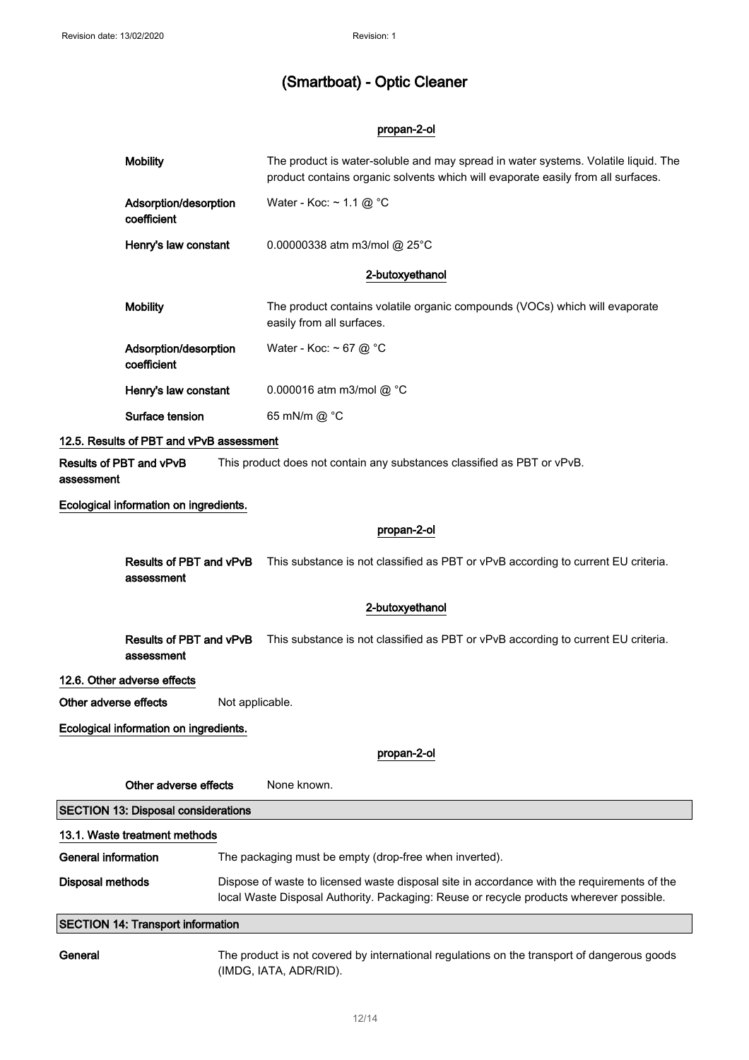# (Smartboat) - Optic Cleaner

**propan-2-ol**

**Mobility** The product is water-soluble and may spread in water systems. Volatile liquid. The product contains organic solvents which will evaporate easily from all surfaces.

**Adsorption/desorption coefficient** Water - Koc: ~ 1.1 @ °C

**Henry's law constant** 0.00000338 atm m3/mol @ 25°C

**2-butoxyethanol**

**Mobility** The product contains volatile organic compounds (VOCs) which will evaporate easily from all surfaces.

**Adsorption/desorption coefficient** Water - Koc: ~ 67 @ °C

**Henry's law constant** 0.000016 atm m3/mol @ °C

**Surface tension** 65 mN/m @ °C

### 12.5. Results of PBT and vPvB assessment

**Results of PBT and vPvB assessment** This product does not contain any substances classified as PBT or vPvB.

**Ecological information on ingredients.**

**propan-2-ol**

**Results of PBT and vPvB assessment** This substance is not classified as PBT or vPvB according to current EU criteria.

**2-butoxyethanol**

**Results of PBT and vPvB assessment** This substance is not classified as PBT or vPvB according to current EU criteria.

### 12.6. Other adverse effects

**Other adverse effects** Not applicable.

**Ecological information on ingredients.**

**propan-2-ol**

**Other adverse effects** None known.

## SECTION 13: Disposal considerations

### 13.1. Waste treatment methods

**General information** The packaging must be empty (drop-free when inverted).

**Disposal methods** Dispose of waste to licensed waste disposal site in accordance with the requirements of the local Waste Disposal Authority. Packaging: Reuse or recycle products wherever possible.

## SECTION 14: Transport information

**General** The product is not covered by international regulations on the transport of dangerous goods (IMDG, IATA, ADR/RID).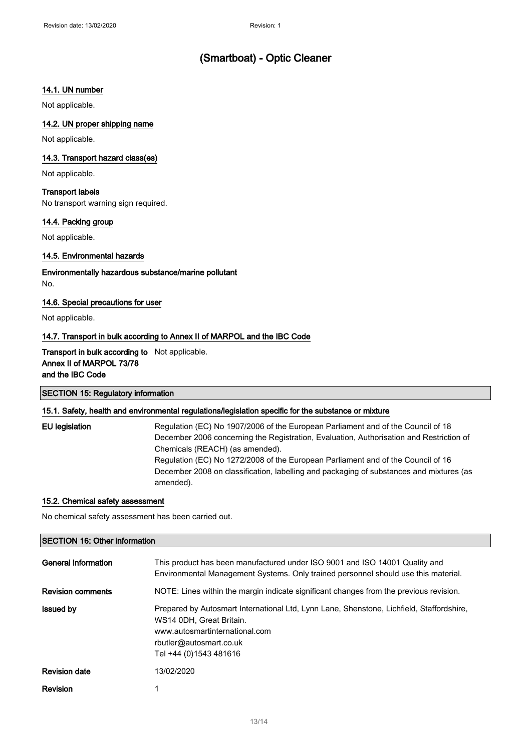### 14.1. UN number

Not applicable.

### 14.2. UN proper shipping name

Not applicable.

### 14.3. Transport hazard class(es)

Not applicable.

**Transport labels**

No transport warning sign required.

### 14.4. Packing group

Not applicable.

### 14.5. Environmental hazards

**Environmentally hazardous substance/marine pollutant**

No.

### 14.6. Special precautions for user

Not applicable.

### 14.7. Transport in bulk according to Annex II of MARPOL and the IBC Code

**Transport in bulk according to Annex II of MARPOL 73/78 and the IBC Code** Not applicable.

## SECTION 15: Regulatory information

### 15.1. Safety, health and environmental regulations/legislation specific for the substance or mixture

**EU legislation** Regulation (EC) No 1907/2006 of the European Parliament and of the Council of 18 December 2006 concerning the Registration, Evaluation, Authorisation and Restriction of Chemicals (REACH) (as amended).
Regulation (EC) No 1272/2008 of the European Parliament and of the Council of 16 December 2008 on classification, labelling and packaging of substances and mixtures (as amended).

### 15.2. Chemical safety assessment

No chemical safety assessment has been carried out.

## SECTION 16: Other information

**General information** This product has been manufactured under ISO 9001 and ISO 14001 Quality and Environmental Management Systems. Only trained personnel should use this material.

**Revision comments** NOTE: Lines within the margin indicate significant changes from the previous revision.

**Issued by** Prepared by Autosmart International Ltd, Lynn Lane, Shenstone, Lichfield, Staffordshire, WS14 0DH, Great Britain.
www.autosmartinternational.com
rbutler@autosmart.co.uk
Tel +44 (0)1543 481616

**Revision date** 13/02/2020

**Revision** 1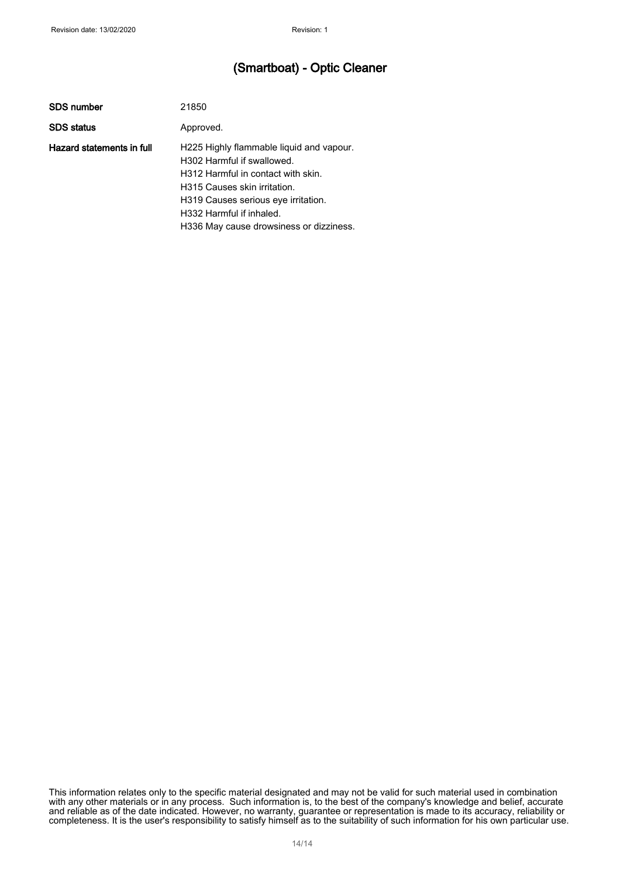| | |
|---|---|
| **SDS number** | 21850 |
| **SDS status** | Approved. |
| **Hazard statements in full** | H225 Highly flammable liquid and vapour.<br>H302 Harmful if swallowed.<br>H312 Harmful in contact with skin.<br>H315 Causes skin irritation.<br>H319 Causes serious eye irritation.<br>H332 Harmful if inhaled.<br>H336 May cause drowsiness or dizziness. |

This information relates only to the specific material designated and may not be valid for such material used in combination with any other materials or in any process. Such information is, to the best of the company's knowledge and belief, accurate and reliable as of the date indicated. However, no warranty, guarantee or representation is made to its accuracy, reliability or completeness. It is the user's responsibility to satisfy himself as to the suitability of such information for his own particular use.